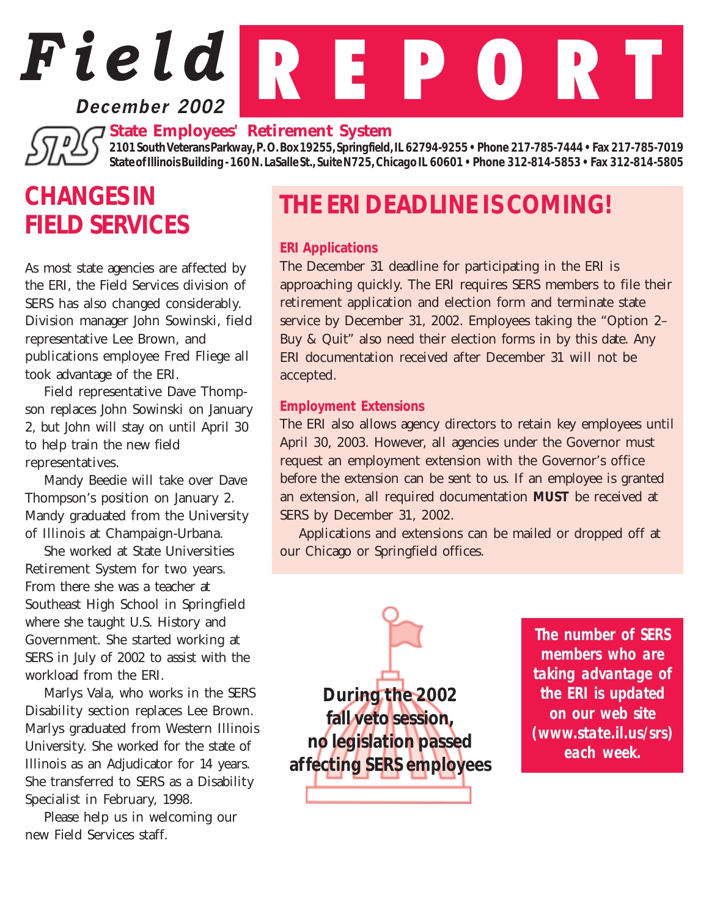# Field REPORT

**December 2002**

**State Employees' Retirement System**

**2101 South Veterans Parkway, P. O. Box 19255, Springfield, IL 62794-9255 • Phone 217-785-7444 • Fax 217-785-7019**
**State of Illinois Building - 160 N. LaSalle St., Suite N725, Chicago IL 60601 • Phone 312-814-5853 • Fax 312-814-5805**

## CHANGES IN FIELD SERVICES

As most state agencies are affected by the ERI, the Field Services division of SERS has also changed considerably. Division manager John Sowinski, field representative Lee Brown, and publications employee Fred Fliege all took advantage of the ERI.

Field representative Dave Thompson replaces John Sowinski on January 2, but John will stay on until April 30 to help train the new field representatives.

Mandy Beedie will take over Dave Thompson's position on January 2. Mandy graduated from the University of Illinois at Champaign-Urbana.

She worked at State Universities Retirement System for two years. From there she was a teacher at Southeast High School in Springfield where she taught U.S. History and Government. She started working at SERS in July of 2002 to assist with the workload from the ERI.

Marlys Vala, who works in the SERS Disability section replaces Lee Brown. Marlys graduated from Western Illinois University. She worked for the state of Illinois as an Adjudicator for 14 years. She transferred to SERS as a Disability Specialist in February, 1998.

Please help us in welcoming our new Field Services staff.

## THE ERI DEADLINE IS COMING!

### ERI Applications

The December 31 deadline for participating in the ERI is approaching quickly. The ERI requires SERS members to file their retirement application and election form and terminate state service by December 31, 2002. Employees taking the "Option 2– Buy & Quit" also need their election forms in by this date. Any ERI documentation received after December 31 will not be accepted.

### Employment Extensions

The ERI also allows agency directors to retain key employees until April 30, 2003. However, all agencies under the Governor must request an employment extension with the Governor's office before the extension can be sent to us. If an employee is granted an extension, all required documentation **MUST** be received at SERS by December 31, 2002.

Applications and extensions can be mailed or dropped off at our Chicago or Springfield offices.

**During the 2002 fall veto session, no legislation passed affecting SERS employees**

**The number of SERS members who are taking advantage of the ERI is updated on our web site (www.state.il.us/srs) each week.**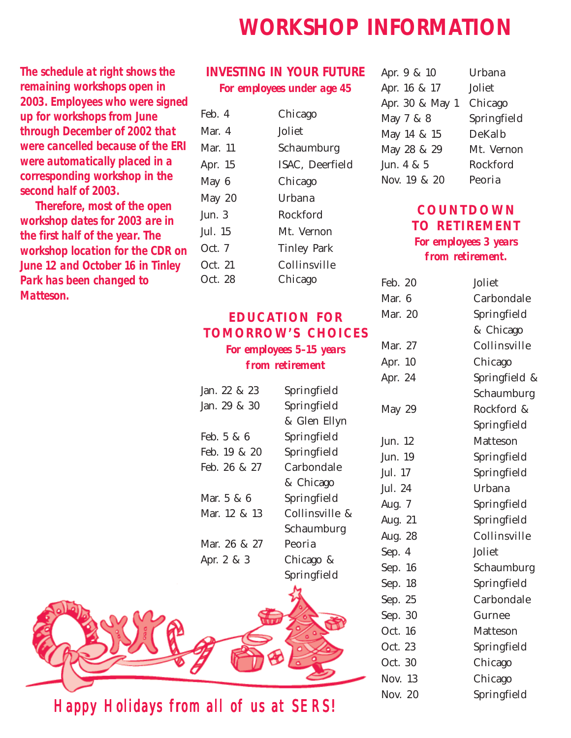# WORKSHOP INFORMATION

**The schedule at right shows the remaining workshops open in 2003. Employees who were signed up for workshops from June through December of 2002 that were cancelled because of the ERI were automatically placed in a corresponding workshop in the second half of 2003.**

**Therefore, most of the open workshop dates for 2003 are in the first half of the year. The workshop location for the CDR on June 12 and October 16 in Tinley Park has been changed to Matteson.**

## INVESTING IN YOUR FUTURE

**For employees under age 45**

| | |
|---|---|
| Feb. 4 | Chicago |
| Mar. 4 | Joliet |
| Mar. 11 | Schaumburg |
| Apr. 15 | ISAC, Deerfield |
| May 6 | Chicago |
| May 20 | Urbana |
| Jun. 3 | Rockford |
| Jul. 15 | Mt. Vernon |
| Oct. 7 | Tinley Park |
| Oct. 21 | Collinsville |
| Oct. 28 | Chicago |

## EDUCATION FOR TOMORROW'S CHOICES

**For employees 5–15 years from retirement**

| | |
|---|---|
| Jan. 22 & 23 | Springfield |
| Jan. 29 & 30 | Springfield & Glen Ellyn |
| Feb. 5 & 6 | Springfield |
| Feb. 19 & 20 | Springfield |
| Feb. 26 & 27 | Carbondale & Chicago |
| Mar. 5 & 6 | Springfield |
| Mar. 12 & 13 | Collinsville & Schaumburg |
| Mar. 26 & 27 | Peoria |
| Apr. 2 & 3 | Chicago & Springfield |
| Apr. 9 & 10 | Urbana |
| Apr. 16 & 17 | Joliet |
| Apr. 30 & May 1 | Chicago |
| May 7 & 8 | Springfield |
| May 14 & 15 | DeKalb |
| May 28 & 29 | Mt. Vernon |
| Jun. 4 & 5 | Rockford |
| Nov. 19 & 20 | Peoria |

## COUNTDOWN TO RETIREMENT

**For employees 3 years from retirement.**

| | |
|---|---|
| Feb. 20 | Joliet |
| Mar. 6 | Carbondale |
| Mar. 20 | Springfield & Chicago |
| Mar. 27 | Collinsville |
| Apr. 10 | Chicago |
| Apr. 24 | Springfield & Schaumburg |
| May 29 | Rockford & Springfield |
| Jun. 12 | Matteson |
| Jun. 19 | Springfield |
| Jul. 17 | Springfield |
| Jul. 24 | Urbana |
| Aug. 7 | Springfield |
| Aug. 21 | Springfield |
| Aug. 28 | Collinsville |
| Sep. 4 | Joliet |
| Sep. 16 | Schaumburg |
| Sep. 18 | Springfield |
| Sep. 25 | Carbondale |
| Sep. 30 | Gurnee |
| Oct. 16 | Matteson |
| Oct. 23 | Springfield |
| Oct. 30 | Chicago |
| Nov. 13 | Chicago |
| Nov. 20 | Springfield |

Happy Holidays from all of us at SERS!